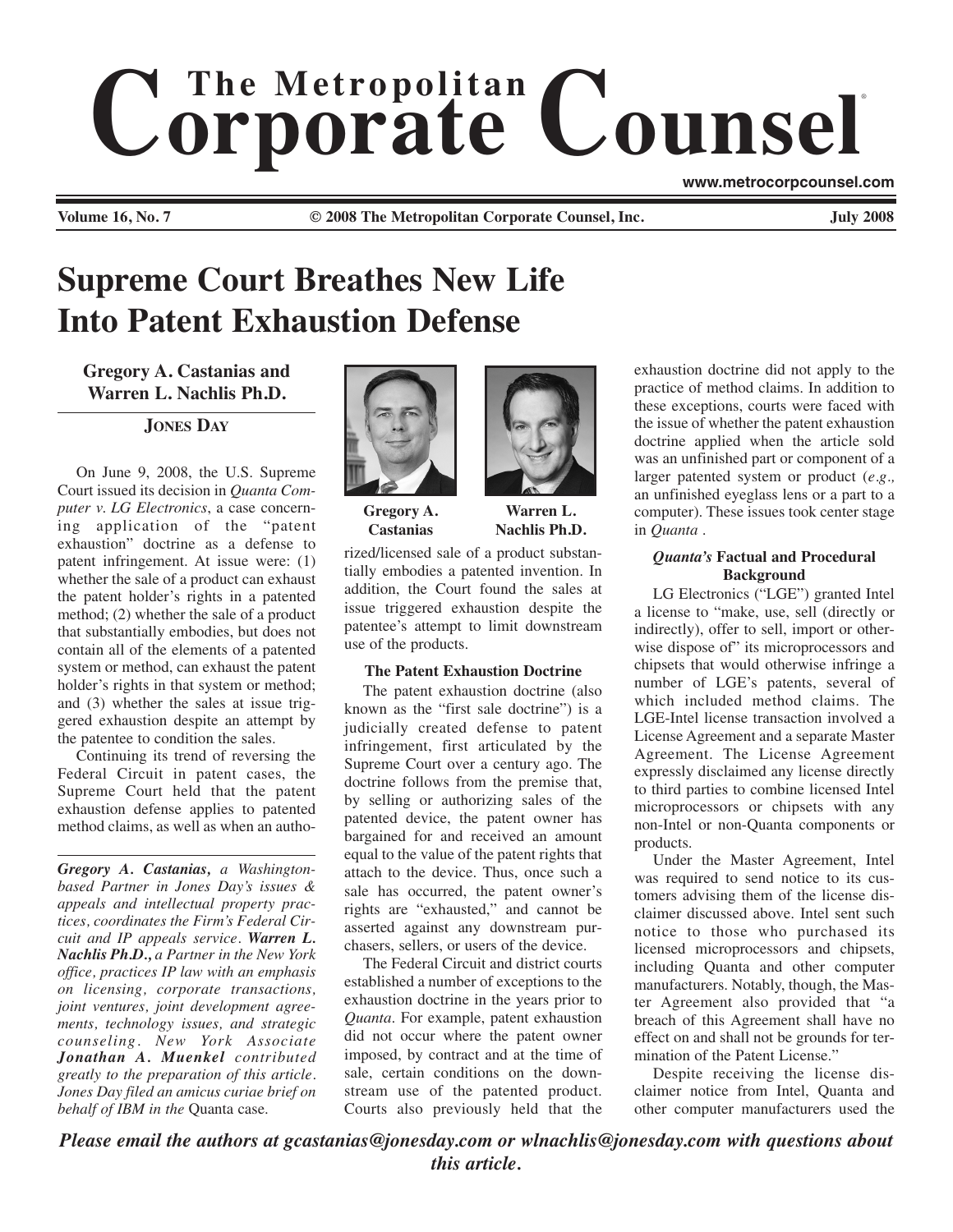# Supreme Court Breathes New Life Into Patent Exhaustion Defense

**Gregory A. Castanias and Warren L. Nachlis Ph.D.**

**JONES DAY**

On June 9, 2008, the U.S. Supreme Court issued its decision in *Quanta Computer v. LG Electronics*, a case concerning application of the "patent exhaustion" doctrine as a defense to patent infringement. At issue were: (1) whether the sale of a product can exhaust the patent holder's rights in a patented method; (2) whether the sale of a product that substantially embodies, but does not contain all of the elements of a patented system or method, can exhaust the patent holder's rights in that system or method; and (3) whether the sales at issue triggered exhaustion despite an attempt by the patentee to condition the sales.

Continuing its trend of reversing the Federal Circuit in patent cases, the Supreme Court held that the patent exhaustion defense applies to patented method claims, as well as when an authorized/licensed sale of a product substantially embodies a patented invention. In addition, the Court found the sales at issue triggered exhaustion despite the patentee's attempt to limit downstream use of the products.

*Gregory A. Castanias, a Washington-based Partner in Jones Day's issues & appeals and intellectual property practices, coordinates the Firm's Federal Circuit and IP appeals service. **Warren L. Nachlis Ph.D.**, a Partner in the New York office, practices IP law with an emphasis on licensing, corporate transactions, joint ventures, joint development agreements, technology issues, and strategic counseling. New York Associate **Jonathan A. Muenkel** contributed greatly to the preparation of this article. Jones Day filed an amicus curiae brief on behalf of IBM in the* Quanta case.

Gregory A. Castanias

Warren L. Nachlis Ph.D.

### The Patent Exhaustion Doctrine

The patent exhaustion doctrine (also known as the "first sale doctrine") is a judicially created defense to patent infringement, first articulated by the Supreme Court over a century ago. The doctrine follows from the premise that, by selling or authorizing sales of the patented device, the patent owner has bargained for and received an amount equal to the value of the patent rights that attach to the device. Thus, once such a sale has occurred, the patent owner's rights are "exhausted," and cannot be asserted against any downstream purchasers, sellers, or users of the device.

The Federal Circuit and district courts established a number of exceptions to the exhaustion doctrine in the years prior to *Quanta*. For example, patent exhaustion did not occur where the patent owner imposed, by contract and at the time of sale, certain conditions on the downstream use of the patented product. Courts also previously held that the exhaustion doctrine did not apply to the practice of method claims. In addition to these exceptions, courts were faced with the issue of whether the patent exhaustion doctrine applied when the article sold was an unfinished part or component of a larger patented system or product (*e.g.,* an unfinished eyeglass lens or a part to a computer). These issues took center stage in *Quanta* .

### *Quanta's* Factual and Procedural Background

LG Electronics ("LGE") granted Intel a license to "make, use, sell (directly or indirectly), offer to sell, import or otherwise dispose of" its microprocessors and chipsets that would otherwise infringe a number of LGE's patents, several of which included method claims. The LGE-Intel license transaction involved a License Agreement and a separate Master Agreement. The License Agreement expressly disclaimed any license directly to third parties to combine licensed Intel microprocessors or chipsets with any non-Intel or non-Quanta components or products.

Under the Master Agreement, Intel was required to send notice to its customers advising them of the license disclaimer discussed above. Intel sent such notice to those who purchased its licensed microprocessors and chipsets, including Quanta and other computer manufacturers. Notably, though, the Master Agreement also provided that "a breach of this Agreement shall have no effect on and shall not be grounds for termination of the Patent License."

Despite receiving the license disclaimer notice from Intel, Quanta and other computer manufacturers used the

***Please email the authors at gcastanias@jonesday.com or wlnachlis@jonesday.com with questions about this article.***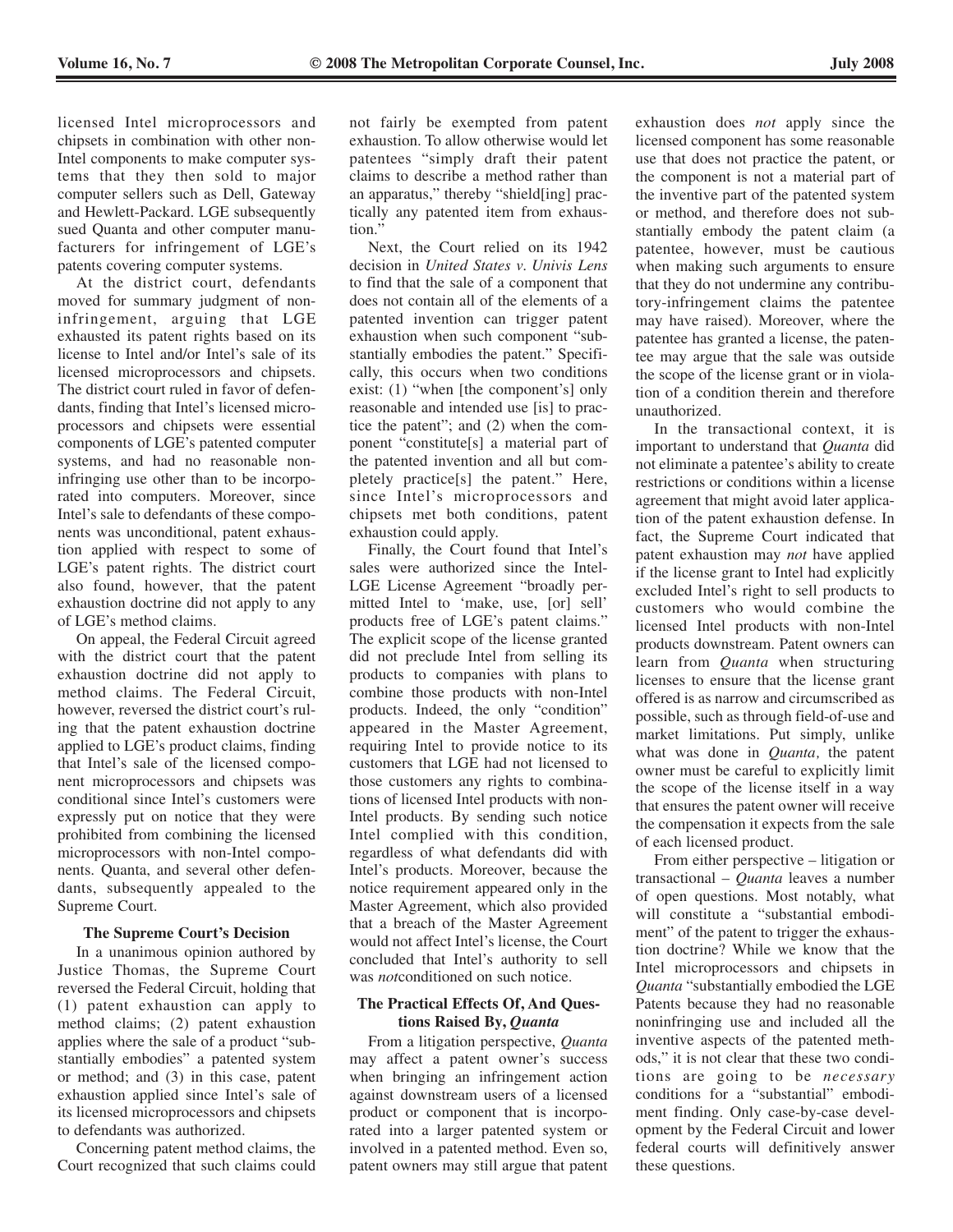licensed Intel microprocessors and chipsets in combination with other non-Intel components to make computer systems that they then sold to major computer sellers such as Dell, Gateway and Hewlett-Packard. LGE subsequently sued Quanta and other computer manufacturers for infringement of LGE's patents covering computer systems.

At the district court, defendants moved for summary judgment of non-infringement, arguing that LGE exhausted its patent rights based on its license to Intel and/or Intel's sale of its licensed microprocessors and chipsets. The district court ruled in favor of defendants, finding that Intel's licensed microprocessors and chipsets were essential components of LGE's patented computer systems, and had no reasonable non-infringing use other than to be incorporated into computers. Moreover, since Intel's sale to defendants of these components was unconditional, patent exhaustion applied with respect to some of LGE's patent rights. The district court also found, however, that the patent exhaustion doctrine did not apply to any of LGE's method claims.

On appeal, the Federal Circuit agreed with the district court that the patent exhaustion doctrine did not apply to method claims. The Federal Circuit, however, reversed the district court's ruling that the patent exhaustion doctrine applied to LGE's product claims, finding that Intel's sale of the licensed component microprocessors and chipsets was conditional since Intel's customers were expressly put on notice that they were prohibited from combining the licensed microprocessors with non-Intel components. Quanta, and several other defendants, subsequently appealed to the Supreme Court.

### The Supreme Court's Decision

In a unanimous opinion authored by Justice Thomas, the Supreme Court reversed the Federal Circuit, holding that (1) patent exhaustion can apply to method claims; (2) patent exhaustion applies where the sale of a product "substantially embodies" a patented system or method; and (3) in this case, patent exhaustion applied since Intel's sale of its licensed microprocessors and chipsets to defendants was authorized.

Concerning patent method claims, the Court recognized that such claims could not fairly be exempted from patent exhaustion. To allow otherwise would let patentees "simply draft their patent claims to describe a method rather than an apparatus," thereby "shield[ing] practically any patented item from exhaustion."

Next, the Court relied on its 1942 decision in *United States v. Univis Lens* to find that the sale of a component that does not contain all of the elements of a patented invention can trigger patent exhaustion when such component "substantially embodies the patent." Specifically, this occurs when two conditions exist: (1) "when [the component's] only reasonable and intended use [is] to practice the patent"; and (2) when the component "constitute[s] a material part of the patented invention and all but completely practice[s] the patent." Here, since Intel's microprocessors and chipsets met both conditions, patent exhaustion could apply.

Finally, the Court found that Intel's sales were authorized since the Intel-LGE License Agreement "broadly permitted Intel to 'make, use, [or] sell' products free of LGE's patent claims." The explicit scope of the license granted did not preclude Intel from selling its products to companies with plans to combine those products with non-Intel products. Indeed, the only "condition" appeared in the Master Agreement, requiring Intel to provide notice to its customers that LGE had not licensed to those customers any rights to combinations of licensed Intel products with non-Intel products. By sending such notice Intel complied with this condition, regardless of what defendants did with Intel's products. Moreover, because the notice requirement appeared only in the Master Agreement, which also provided that a breach of the Master Agreement would not affect Intel's license, the Court concluded that Intel's authority to sell was *not*conditioned on such notice.

### The Practical Effects Of, And Questions Raised By, *Quanta*

From a litigation perspective, *Quanta* may affect a patent owner's success when bringing an infringement action against downstream users of a licensed product or component that is incorporated into a larger patented system or involved in a patented method. Even so, patent owners may still argue that patent exhaustion does *not* apply since the licensed component has some reasonable use that does not practice the patent, or the component is not a material part of the inventive part of the patented system or method, and therefore does not substantially embody the patent claim (a patentee, however, must be cautious when making such arguments to ensure that they do not undermine any contributory-infringement claims the patentee may have raised). Moreover, where the patentee has granted a license, the patentee may argue that the sale was outside the scope of the license grant or in violation of a condition therein and therefore unauthorized.

In the transactional context, it is important to understand that *Quanta* did not eliminate a patentee's ability to create restrictions or conditions within a license agreement that might avoid later application of the patent exhaustion defense. In fact, the Supreme Court indicated that patent exhaustion may *not* have applied if the license grant to Intel had explicitly excluded Intel's right to sell products to customers who would combine the licensed Intel products with non-Intel products downstream. Patent owners can learn from *Quanta* when structuring licenses to ensure that the license grant offered is as narrow and circumscribed as possible, such as through field-of-use and market limitations. Put simply, unlike what was done in *Quanta,* the patent owner must be careful to explicitly limit the scope of the license itself in a way that ensures the patent owner will receive the compensation it expects from the sale of each licensed product.

From either perspective – litigation or transactional – *Quanta* leaves a number of open questions. Most notably, what will constitute a "substantial embodiment" of the patent to trigger the exhaustion doctrine? While we know that the Intel microprocessors and chipsets in *Quanta* "substantially embodied the LGE Patents because they had no reasonable noninfringing use and included all the inventive aspects of the patented methods," it is not clear that these two conditions are going to be *necessary* conditions for a "substantial" embodiment finding. Only case-by-case development by the Federal Circuit and lower federal courts will definitively answer these questions.